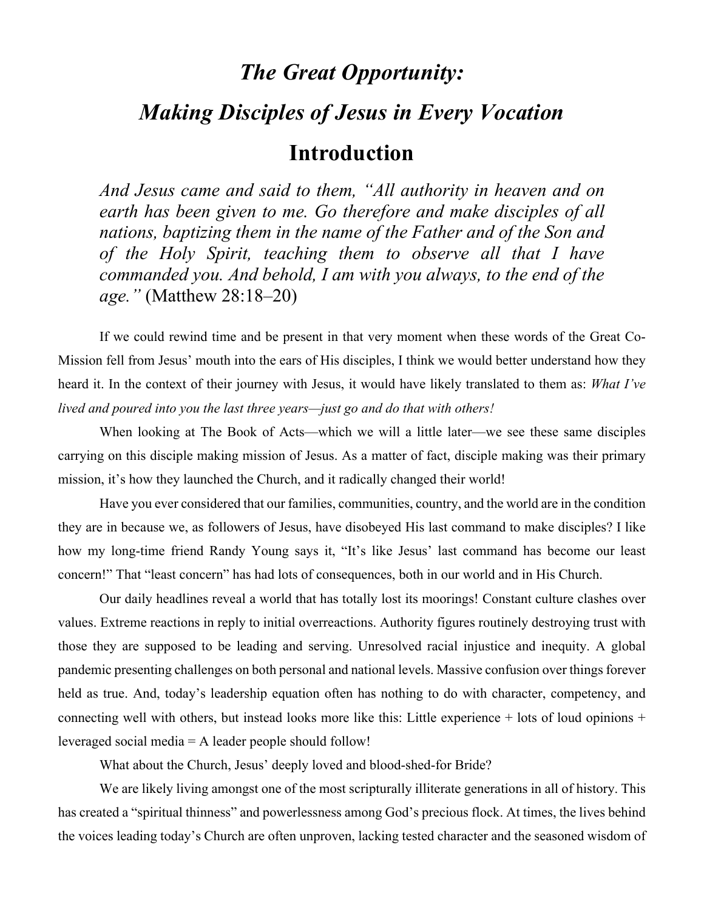# *The Great Opportunity:*
# *Making Disciples of Jesus in Every Vocation*

## Introduction

> *And Jesus came and said to them, "All authority in heaven and on earth has been given to me. Go therefore and make disciples of all nations, baptizing them in the name of the Father and of the Son and of the Holy Spirit, teaching them to observe all that I have commanded you. And behold, I am with you always, to the end of the age."* (Matthew 28:18–20)

If we could rewind time and be present in that very moment when these words of the Great Co-Mission fell from Jesus' mouth into the ears of His disciples, I think we would better understand how they heard it. In the context of their journey with Jesus, it would have likely translated to them as: *What I've lived and poured into you the last three years—just go and do that with others!*

When looking at The Book of Acts—which we will a little later—we see these same disciples carrying on this disciple making mission of Jesus. As a matter of fact, disciple making was their primary mission, it's how they launched the Church, and it radically changed their world!

Have you ever considered that our families, communities, country, and the world are in the condition they are in because we, as followers of Jesus, have disobeyed His last command to make disciples? I like how my long-time friend Randy Young says it, "It's like Jesus' last command has become our least concern!" That "least concern" has had lots of consequences, both in our world and in His Church.

Our daily headlines reveal a world that has totally lost its moorings! Constant culture clashes over values. Extreme reactions in reply to initial overreactions. Authority figures routinely destroying trust with those they are supposed to be leading and serving. Unresolved racial injustice and inequity. A global pandemic presenting challenges on both personal and national levels. Massive confusion over things forever held as true. And, today's leadership equation often has nothing to do with character, competency, and connecting well with others, but instead looks more like this: Little experience + lots of loud opinions + leveraged social media = A leader people should follow!

What about the Church, Jesus' deeply loved and blood-shed-for Bride?

We are likely living amongst one of the most scripturally illiterate generations in all of history. This has created a "spiritual thinness" and powerlessness among God's precious flock. At times, the lives behind the voices leading today's Church are often unproven, lacking tested character and the seasoned wisdom of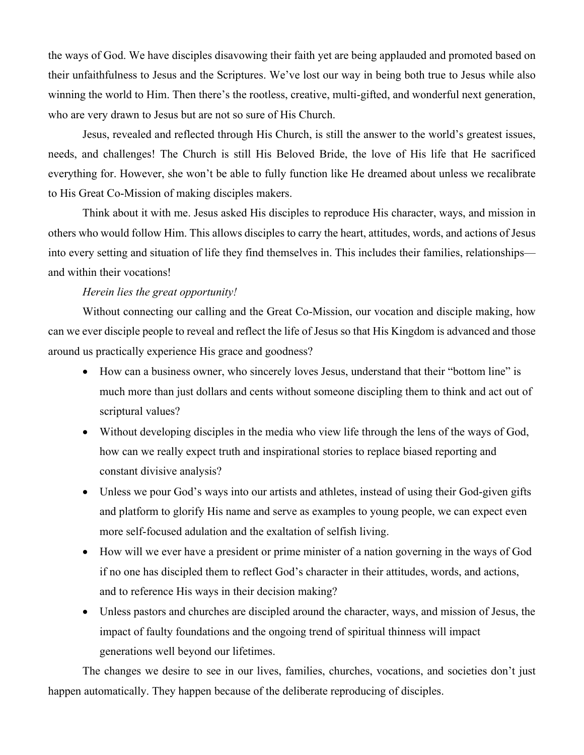the ways of God. We have disciples disavowing their faith yet are being applauded and promoted based on their unfaithfulness to Jesus and the Scriptures. We've lost our way in being both true to Jesus while also winning the world to Him. Then there's the rootless, creative, multi-gifted, and wonderful next generation, who are very drawn to Jesus but are not so sure of His Church.

Jesus, revealed and reflected through His Church, is still the answer to the world's greatest issues, needs, and challenges! The Church is still His Beloved Bride, the love of His life that He sacrificed everything for. However, she won't be able to fully function like He dreamed about unless we recalibrate to His Great Co-Mission of making disciples makers.

Think about it with me. Jesus asked His disciples to reproduce His character, ways, and mission in others who would follow Him. This allows disciples to carry the heart, attitudes, words, and actions of Jesus into every setting and situation of life they find themselves in. This includes their families, relationships—and within their vocations!

*Herein lies the great opportunity!*

Without connecting our calling and the Great Co-Mission, our vocation and disciple making, how can we ever disciple people to reveal and reflect the life of Jesus so that His Kingdom is advanced and those around us practically experience His grace and goodness?

- How can a business owner, who sincerely loves Jesus, understand that their "bottom line" is much more than just dollars and cents without someone discipling them to think and act out of scriptural values?
- Without developing disciples in the media who view life through the lens of the ways of God, how can we really expect truth and inspirational stories to replace biased reporting and constant divisive analysis?
- Unless we pour God's ways into our artists and athletes, instead of using their God-given gifts and platform to glorify His name and serve as examples to young people, we can expect even more self-focused adulation and the exaltation of selfish living.
- How will we ever have a president or prime minister of a nation governing in the ways of God if no one has discipled them to reflect God's character in their attitudes, words, and actions, and to reference His ways in their decision making?
- Unless pastors and churches are discipled around the character, ways, and mission of Jesus, the impact of faulty foundations and the ongoing trend of spiritual thinness will impact generations well beyond our lifetimes.

The changes we desire to see in our lives, families, churches, vocations, and societies don't just happen automatically. They happen because of the deliberate reproducing of disciples.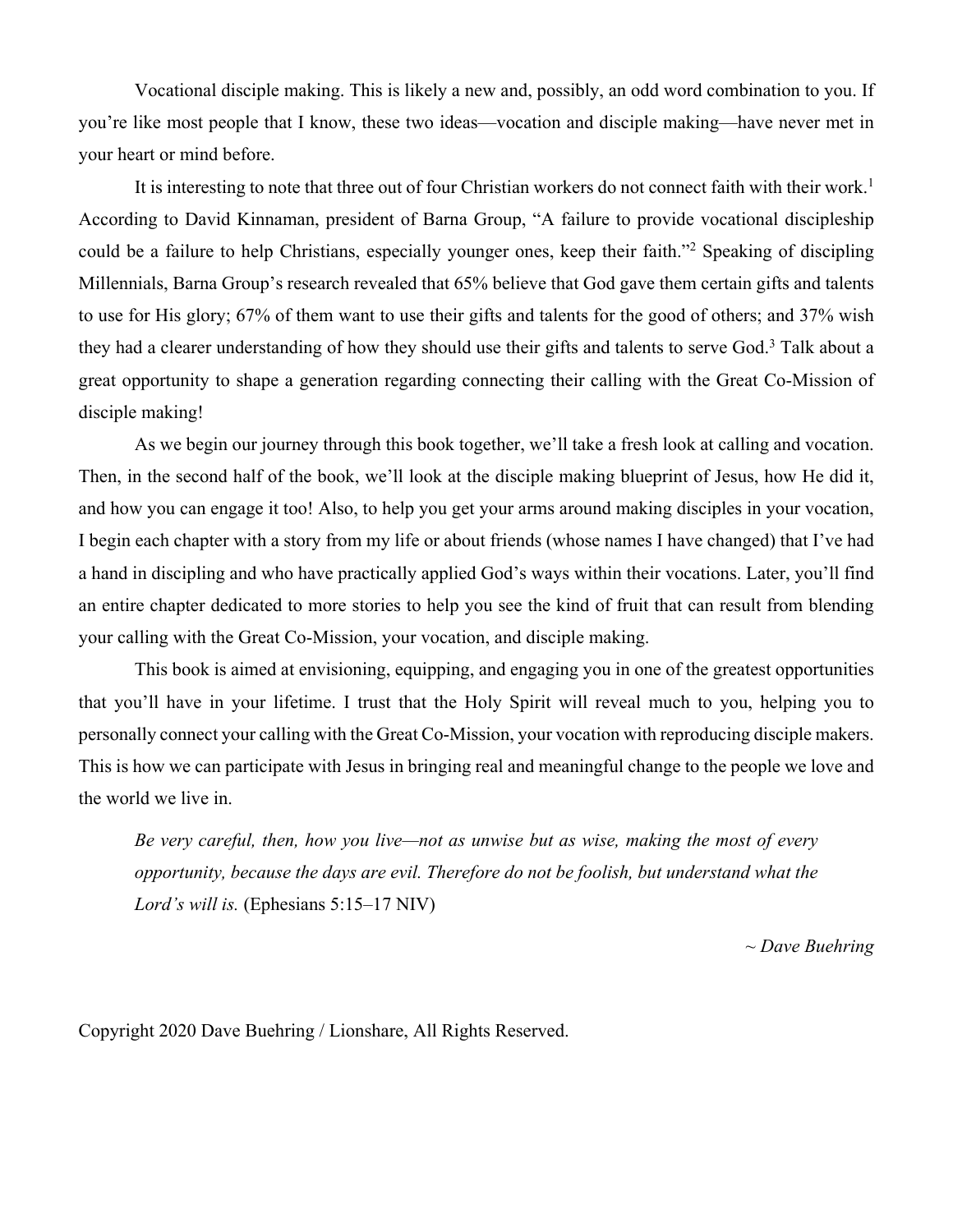Vocational disciple making. This is likely a new and, possibly, an odd word combination to you. If you're like most people that I know, these two ideas—vocation and disciple making—have never met in your heart or mind before.

It is interesting to note that three out of four Christian workers do not connect faith with their work.[1] According to David Kinnaman, president of Barna Group, "A failure to provide vocational discipleship could be a failure to help Christians, especially younger ones, keep their faith."[2] Speaking of discipling Millennials, Barna Group's research revealed that 65% believe that God gave them certain gifts and talents to use for His glory; 67% of them want to use their gifts and talents for the good of others; and 37% wish they had a clearer understanding of how they should use their gifts and talents to serve God.[3] Talk about a great opportunity to shape a generation regarding connecting their calling with the Great Co-Mission of disciple making!

As we begin our journey through this book together, we'll take a fresh look at calling and vocation. Then, in the second half of the book, we'll look at the disciple making blueprint of Jesus, how He did it, and how you can engage it too! Also, to help you get your arms around making disciples in your vocation, I begin each chapter with a story from my life or about friends (whose names I have changed) that I've had a hand in discipling and who have practically applied God's ways within their vocations. Later, you'll find an entire chapter dedicated to more stories to help you see the kind of fruit that can result from blending your calling with the Great Co-Mission, your vocation, and disciple making.

This book is aimed at envisioning, equipping, and engaging you in one of the greatest opportunities that you'll have in your lifetime. I trust that the Holy Spirit will reveal much to you, helping you to personally connect your calling with the Great Co-Mission, your vocation with reproducing disciple makers. This is how we can participate with Jesus in bringing real and meaningful change to the people we love and the world we live in.

> *Be very careful, then, how you live—not as unwise but as wise, making the most of every opportunity, because the days are evil. Therefore do not be foolish, but understand what the Lord's will is.* (Ephesians 5:15–17 NIV)

*~ Dave Buehring*

Copyright 2020 Dave Buehring / Lionshare, All Rights Reserved.